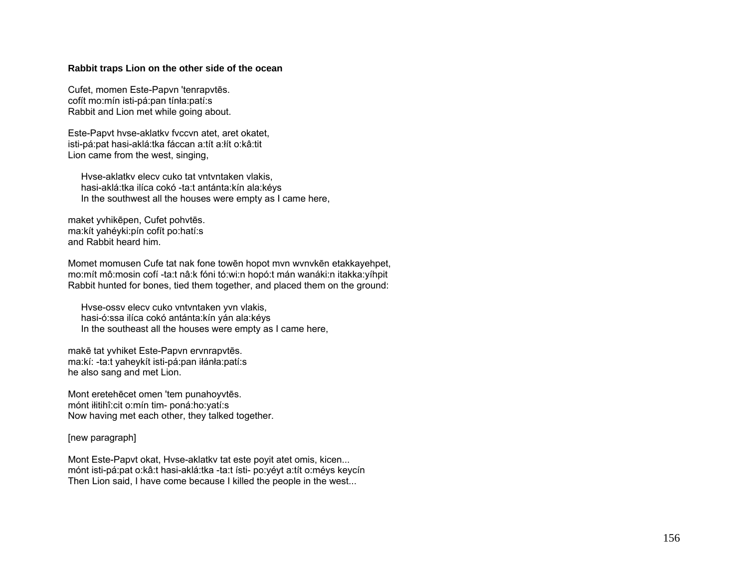**Rabbit traps Lion on the other side of the ocean**

Cufet, momen Este-Papvn 'tenrapvtēs.
cofít mo:mín isti-pá:pan tínła:patí:s
Rabbit and Lion met while going about.

Este-Papvt hvse-aklatkv fvccvn atet, aret okatet,
isti-pá:pat hasi-aklá:tka fáccan a:tít a:łít o:kâ:tit
Lion came from the west, singing,

> Hvse-aklatkv elecv cuko tat vntvntaken vlakis,
> hasi-aklá:tka ilíca cokó -ta:t antánta:kín ala:kéys
> In the southwest all the houses were empty as I came here,

maket yvhikēpen, Cufet pohvtēs.
ma:kít yahéyki:pín cofít po:hatí:s
and Rabbit heard him.

Momet momusen Cufe tat nak fone towēn hopot mvn wvnvkēn etakkayehpet,
mo:mít mô:mosin cofí -ta:t nâ:k fóni tó:wi:n hopó:t mán wanáki:n itakka:yíhpit
Rabbit hunted for bones, tied them together, and placed them on the ground:

> Hvse-ossv elecv cuko vntvntaken yvn vlakis,
> hasi-ó:ssa ilíca cokó antánta:kín yán ala:kéys
> In the southeast all the houses were empty as I came here,

makē tat yvhiket Este-Papvn ervnrapvtēs.
ma:kí: -ta:t yaheykít isti-pá:pan iłánła:patí:s
he also sang and met Lion.

Mont eretehēcet omen 'tem punahoyvtēs.
mónt iłitihî:cit o:mín tim- poná:ho:yatí:s
Now having met each other, they talked together.

[new paragraph]

Mont Este-Papvt okat, Hvse-aklatkv tat este poyit atet omis, kicen...
mónt isti-pá:pat o:kâ:t hasi-aklá:tka -ta:t ísti- po:yéyt a:tít o:méys keycín
Then Lion said, I have come because I killed the people in the west...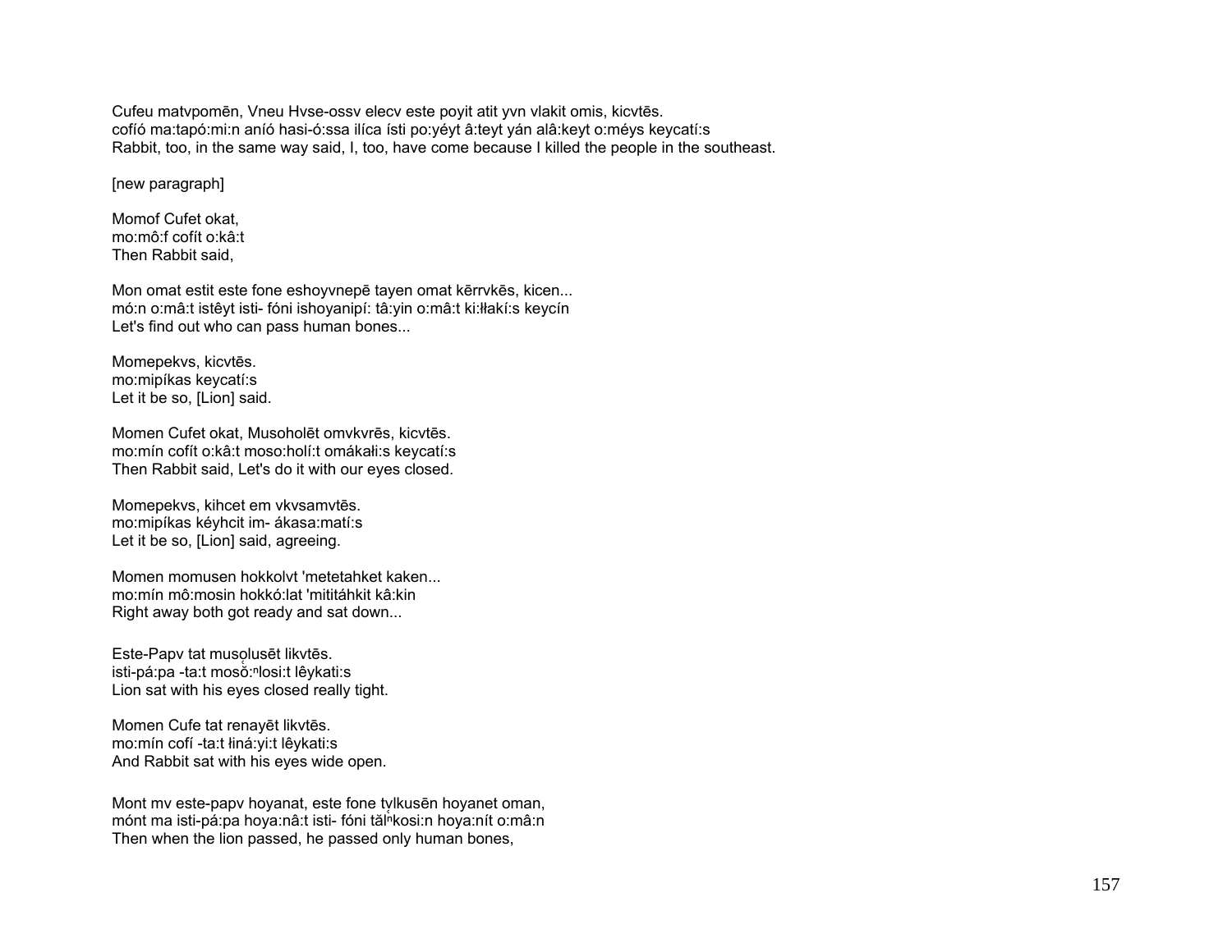Cufeu matvpomēn, Vneu Hvse-ossv elecv este poyit atit yvn vlakit omis, kicvtēs.
cofíó ma:tapó:mi:n anió hasi-ó:ssa ilíca ísti po:yéyt â:teyt yán alâ:keyt o:méys keycatí:s
Rabbit, too, in the same way said, I, too, have come because I killed the people in the southeast.

[new paragraph]

Momof Cufet okat,
mo:mô:f cofít o:kâ:t
Then Rabbit said,

Mon omat estit este fone eshoyvnepē tayen omat kērrvkēs, kicen...
mó:n o:mâ:t istêyt isti- fóni ishoyanipí: tâ:yin o:mâ:t ki:łłakí:s keycín
Let's find out who can pass human bones...

Momepekvs, kicvtēs.
mo:mipíkas keycatí:s
Let it be so, [Lion] said.

Momen Cufet okat, Musoholēt omvkvrēs, kicvtēs.
mo:mín cofít o:kâ:t moso:holí:t omákałi:s keycatí:s
Then Rabbit said, Let's do it with our eyes closed.

Momepekvs, kihcet em vkvsamvtēs.
mo:mipíkas kéyhcit im- ákasa:matí:s
Let it be so, [Lion] said, agreeing.

Momen momusen hokkolvt 'metetahket kaken...
mo:mín mô:mosin hokkó:lat 'mititáhkit kâ:kin
Right away both got ready and sat down...

Este-Papv tat musolusēt likvtēs.
isti-pá:pa -ta:t moso̊:ⁿlosi:t lêykati:s
Lion sat with his eyes closed really tight.

Momen Cufe tat renayēt likvtēs.
mo:mín cofí -ta:t łiná:yi:t lêykati:s
And Rabbit sat with his eyes wide open.

Mont mv este-papv hoyanat, este fone tvlkusēn hoyanet oman,
mónt ma isti-pá:pa hoya:nâ:t isti- fóni tăl̊ⁿkosi:n hoya:nít o:mâ:n
Then when the lion passed, he passed only human bones,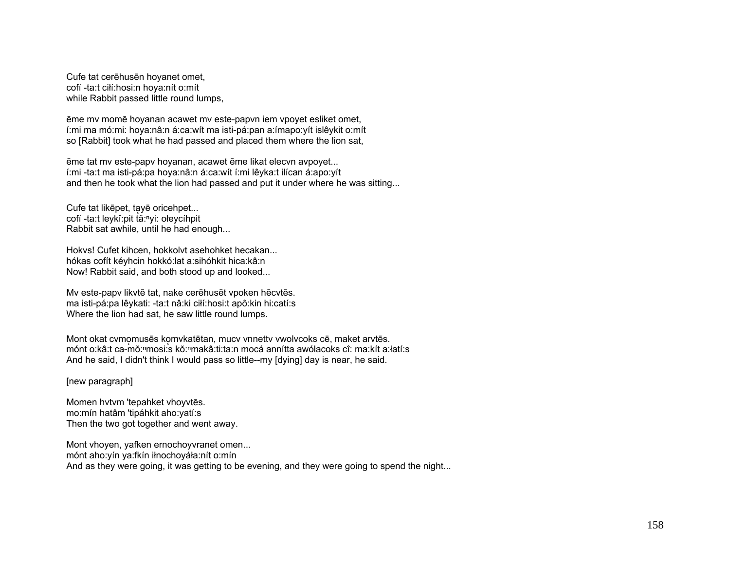Cufe tat cerēhusēn hoyanet omet,
cofí -ta:t ciłí:hosi:n hoya:nít o:mít
while Rabbit passed little round lumps,

ēme mv momē hoyanan acawet mv este-papvn iem vpoyet esliket omet,
í:mi ma mó:mi: hoya:nâ:n á:ca:wít ma isti-pá:pan a:ímapo:yít islêykit o:mít
so [Rabbit] took what he had passed and placed them where the lion sat,

ēme tat mv este-papv hoyanan, acawet ēme likat elecvn avpoyet...
í:mi -ta:t ma isti-pá:pa hoya:nâ:n á:ca:wít í:mi lêyka:t ilícan á:apo:yít
and then he took what the lion had passed and put it under where he was sitting...

Cufe tat likēpet, tạyē oricehpet...
cofí -ta:t leykî:pit tă̰:ⁿyi: ołeycíhpit
Rabbit sat awhile, until he had enough...

Hokvs! Cufet kihcen, hokkolvt asehohket hecakan...
hókas cofít kéyhcin hokkó:lat a:sihóhkit hica:kâ:n
Now! Rabbit said, and both stood up and looked...

Mv este-papv likvtē tat, nake cerēhusēt vpoken hēcvtēs.
ma isti-pá:pa lêykati: -ta:t nâ:ki ciłí:hosi:t apô:kin hi:catí:s
Where the lion had sat, he saw little round lumps.

Mont okat cvmọmusēs kọmvkatētan, mucv vnnettv vwolvcoks cē, maket arvtēs.
mónt o:kâ:t ca-mŏ̰:ⁿmosi:̰s kŏ:ⁿmakâ:ti:ta:n mocá annítta awólacoks cî: ma:kít a:łatí:s
And he said, I didn't think I would pass so little--my [dying] day is near, he said.

[new paragraph]

Momen hvtvm 'tepahket vhoyvtēs.
mo:mín hatâm 'tipáhkit aho:yatí:s
Then the two got together and went away.

Mont vhoyen, yafken ernochoyvranet omen...
mónt aho:yín ya:fkín iłnochoyáła:nít o:mín
And as they were going, it was getting to be evening, and they were going to spend the night...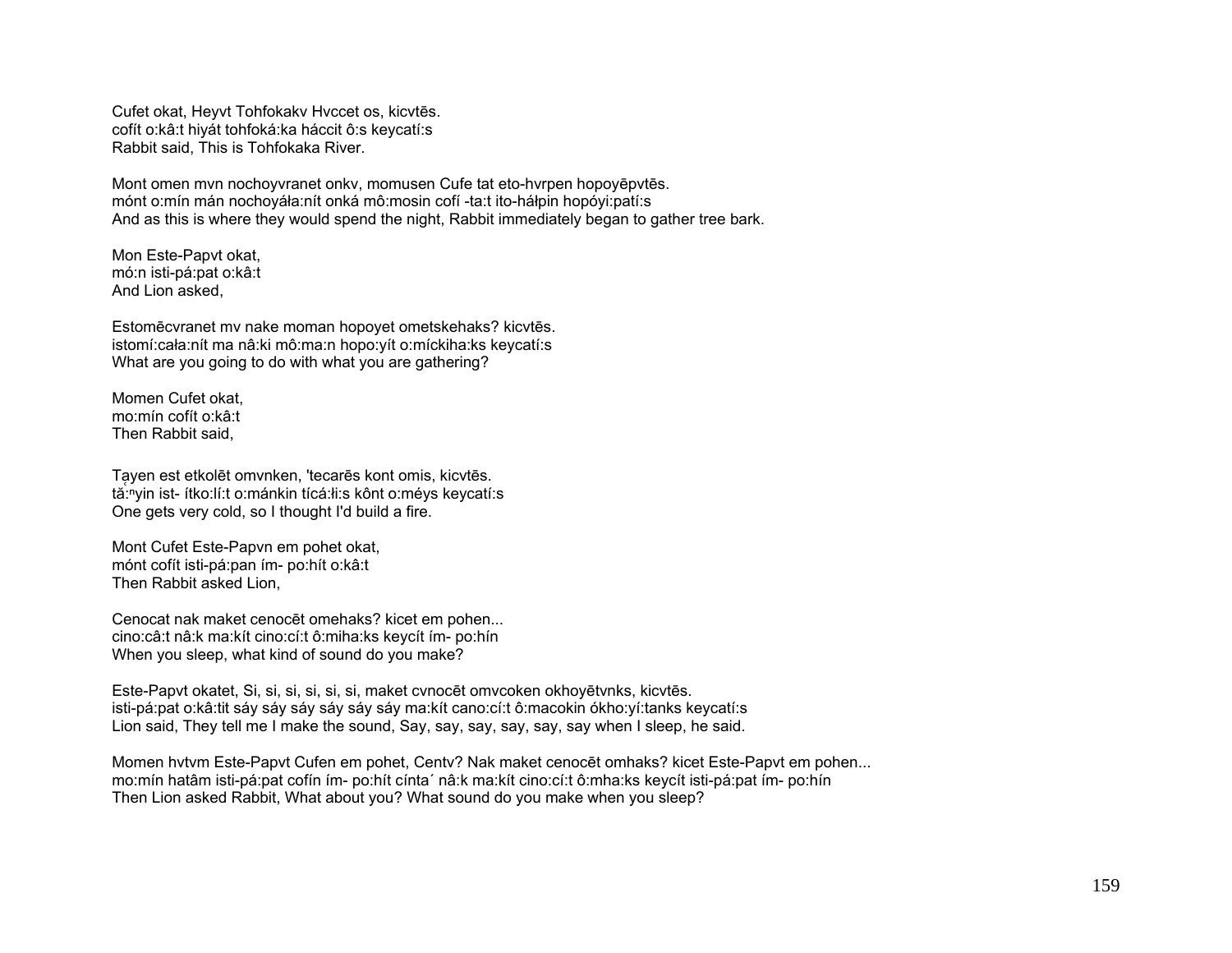Cufet okat, Heyvt Tohfokakv Hvccet os, kicvtēs.
cofít o:kâ:t hiyát tohfoká:ka háccit ô:s keycatí:s
Rabbit said, This is Tohfokaka River.

Mont omen mvn nochoyvranet onkv, momusen Cufe tat eto-hvrpen hopoyēpvtēs.
mónt o:mín mán nochoyáła:nít onká mô:mosin cofí -ta:t ito-háɬpin hopóyi:patí:s
And as this is where they would spend the night, Rabbit immediately began to gather tree bark.

Mon Este-Papvt okat,
mó:n isti-pá:pat o:kâ:t
And Lion asked,

Estomēcvranet mv nake moman hopoyet ometskehaks? kicvtēs.
istomí:cała:nít ma nâ:ki mô:ma:n hopo:yít o:míckiha:ks keycatí:s
What are you going to do with what you are gathering?

Momen Cufet okat,
mo:mín cofít o:kâ:t
Then Rabbit said,

Tayen est etkolēt omvnken, 'tecarēs kont omis, kicvtēs.
tă:ⁿyin ist- ítko:lí:t o:mánkin tícá:łi:s kônt o:méys keycatí:s
One gets very cold, so I thought I'd build a fire.

Mont Cufet Este-Papvn em pohet okat,
mónt cofít isti-pá:pan ím- po:hít o:kâ:t
Then Rabbit asked Lion,

Cenocat nak maket cenocēt omehaks? kicet em pohen...
cino:câ:t nâ:k ma:kít cino:cí:t ô:miha:ks keycít ím- po:hín
When you sleep, what kind of sound do you make?

Este-Papvt okatet, Si, si, si, si, si, si, maket cvnocēt omvcoken okhoyētvnks, kicvtēs.
isti-pá:pat o:kâ:tit sáy sáy sáy sáy sáy sáy ma:kít cano:cí:t ô:macokin ókho:yí:tanks keycatí:s
Lion said, They tell me I make the sound, Say, say, say, say, say, say when I sleep, he said.

Momen hvtvm Este-Papvt Cufen em pohet, Centv? Nak maket cenocēt omhaks? kicet Este-Papvt em pohen...
mo:mín hatâm isti-pá:pat cofín ím- po:hít cínta´ nâ:k ma:kít cino:cí:t ô:mha:ks keycít isti-pá:pat ím- po:hín
Then Lion asked Rabbit, What about you? What sound do you make when you sleep?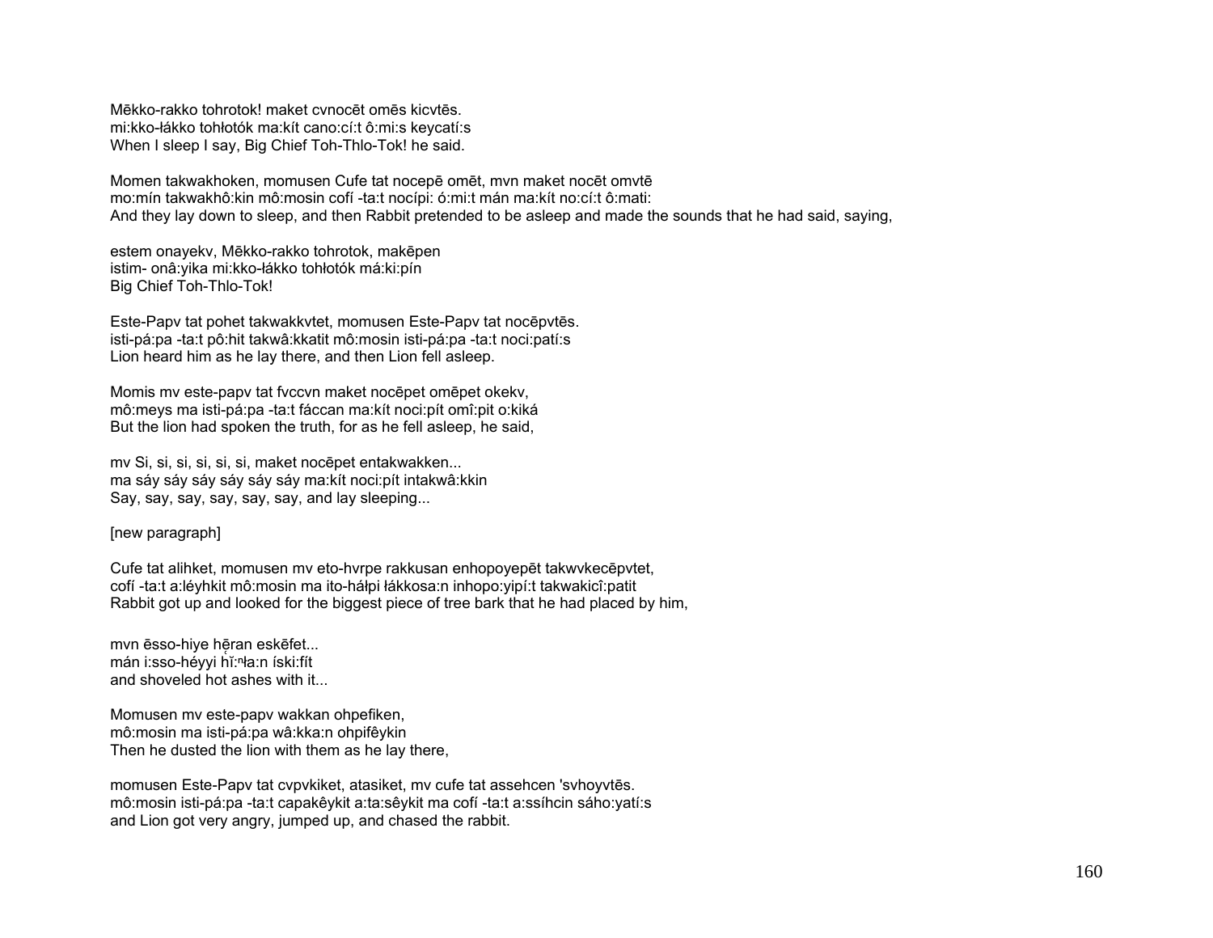Mēkko-rakko tohrotok! maket cvnocēt omēs kicvtēs.
mi:kko-łákko tohłotók ma:kít cano:cí:t ô:mi:s keycatí:s
When I sleep I say, Big Chief Toh-Thlo-Tok! he said.

Momen takwakhoken, momusen Cufe tat nocepē omēt, mvn maket nocēt omvtē
mo:mín takwakhô:kin mô:mosin cofí -ta:t nocípi: ó:mi:t mán ma:kít no:cí:t ô:mati:
And they lay down to sleep, and then Rabbit pretended to be asleep and made the sounds that he had said, saying,

estem onayekv, Mēkko-rakko tohrotok, makēpen
istim- onâ:yika mi:kko-łákko tohłotók má:ki:pín
Big Chief Toh-Thlo-Tok!

Este-Papv tat pohet takwakkvtet, momusen Este-Papv tat nocēpvtēs.
isti-pá:pa -ta:t pô:hit takwâ:kkatit mô:mosin isti-pá:pa -ta:t noci:patí:s
Lion heard him as he lay there, and then Lion fell asleep.

Momis mv este-papv tat fvccvn maket nocēpet omēpet okekv,
mô:meys ma isti-pá:pa -ta:t fáccan ma:kít noci:pít omî:pit o:kiká
But the lion had spoken the truth, for as he fell asleep, he said,

mv Si, si, si, si, si, si, maket nocēpet entakwakken...
ma sáy sáy sáy sáy sáy sáy ma:kít noci:pít intakwâ:kkin
Say, say, say, say, say, say, and lay sleeping...

[new paragraph]

Cufe tat alihket, momusen mv eto-hvrpe rakkusan enhopoyepēt takwvkecēpvtet,
cofí -ta:t a:léyhkit mô:mosin ma ito-háłpi łákkosa:n inhopo:yipí:t takwakicî:patit
Rabbit got up and looked for the biggest piece of tree bark that he had placed by him,

mvn ēsso-hiye hēran eskēfet...
mán i:sso-héyyi hĭ:ⁿła:n íski:fít
and shoveled hot ashes with it...

Momusen mv este-papv wakkan ohpefiken,
mô:mosin ma isti-pá:pa wâ:kka:n ohpifêykin
Then he dusted the lion with them as he lay there,

momusen Este-Papv tat cvpvkiket, atasiket, mv cufe tat assehcen 'svhoyvtēs.
mô:mosin isti-pá:pa -ta:t capakêykit a:ta:sêykit ma cofí -ta:t a:ssíhcin sáho:yatí:s
and Lion got very angry, jumped up, and chased the rabbit.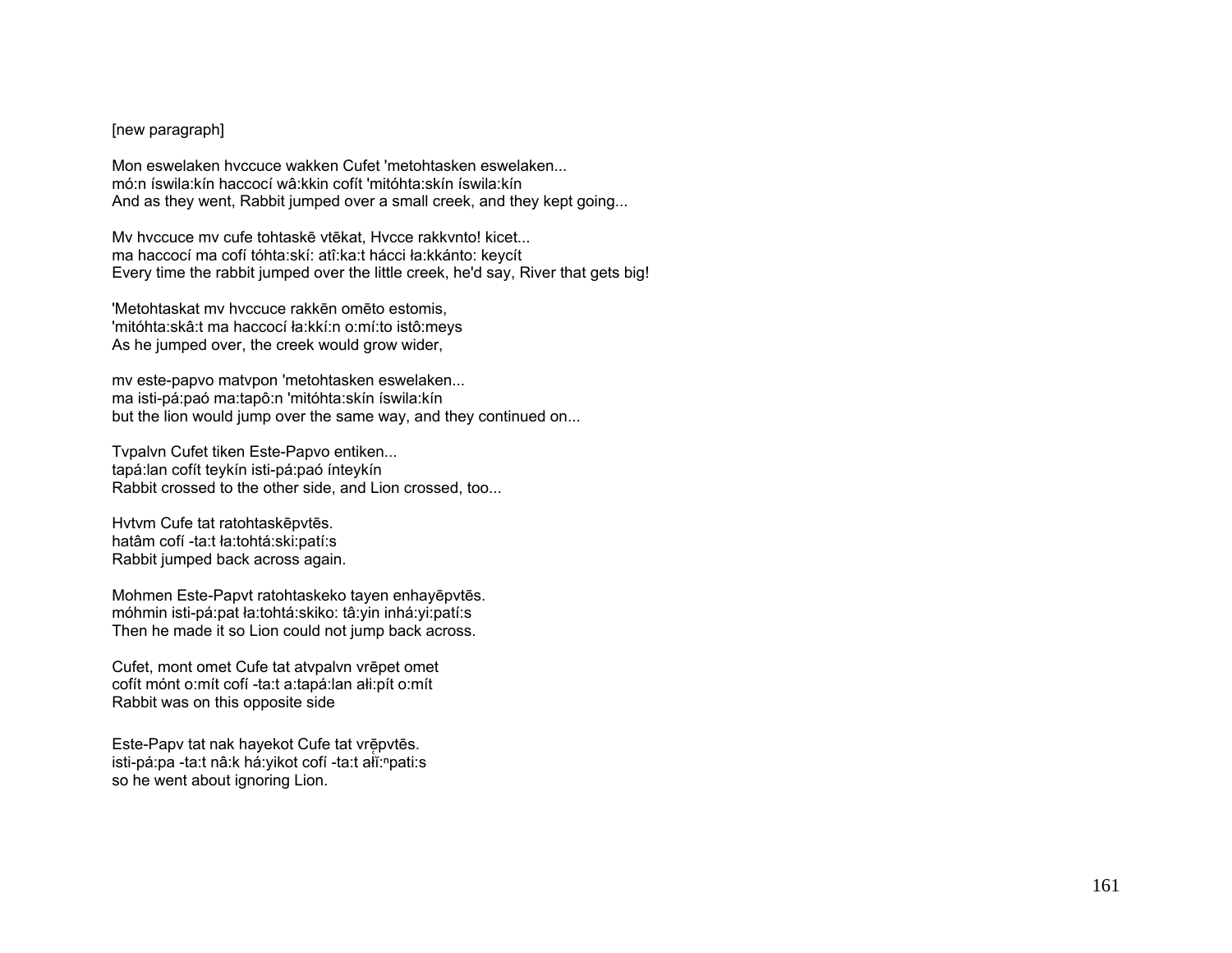[new paragraph]

Mon eswelaken hvccuce wakken Cufet 'metohtasken eswelaken...
mó:n íswila:kín haccocí wâ:kkin cofít 'mitóhta:skín íswila:kín
And as they went, Rabbit jumped over a small creek, and they kept going...

Mv hvccuce mv cufe tohtaskē vtēkat, Hvcce rakkvnto! kicet...
ma haccocí ma cofí tóhta:skí: atî:ka:t hácci ła:kkánto: keycít
Every time the rabbit jumped over the little creek, he'd say, River that gets big!

'Metohtaskat mv hvccuce rakkēn omēto estomis,
'mitóhta:skâ:t ma haccocí ła:kkí:n o:mí:to istô:meys
As he jumped over, the creek would grow wider,

mv este-papvo matvpon 'metohtasken eswelaken...
ma isti-pá:paó ma:tapô:n 'mitóhta:skín íswila:kín
but the lion would jump over the same way, and they continued on...

Tvpalvn Cufet tiken Este-Papvo entiken...
tapá:lan cofít teykín isti-pá:paó ínteykín
Rabbit crossed to the other side, and Lion crossed, too...

Hvtvm Cufe tat ratohtaskēpvtēs.
hatâm cofí -ta:t ła:tohtá:ski:patí:s
Rabbit jumped back across again.

Mohmen Este-Papvt ratohtaskeko tayen enhayēpvtēs.
móhmin isti-pá:pat ła:tohtá:skiko: tâ:yin inhá:yi:patí:s
Then he made it so Lion could not jump back across.

Cufet, mont omet Cufe tat atvpalvn vrēpet omet
cofít mónt o:mít cofí -ta:t a:tapá:lan ałi:pít o:mít
Rabbit was on this opposite side

Este-Papv tat nak hayekot Cufe tat vrę̄pvtēs.
isti-pá:pa -ta:t nâ:k há:yikot cofí -ta:t ałĭ:ⁿpati:s
so he went about ignoring Lion.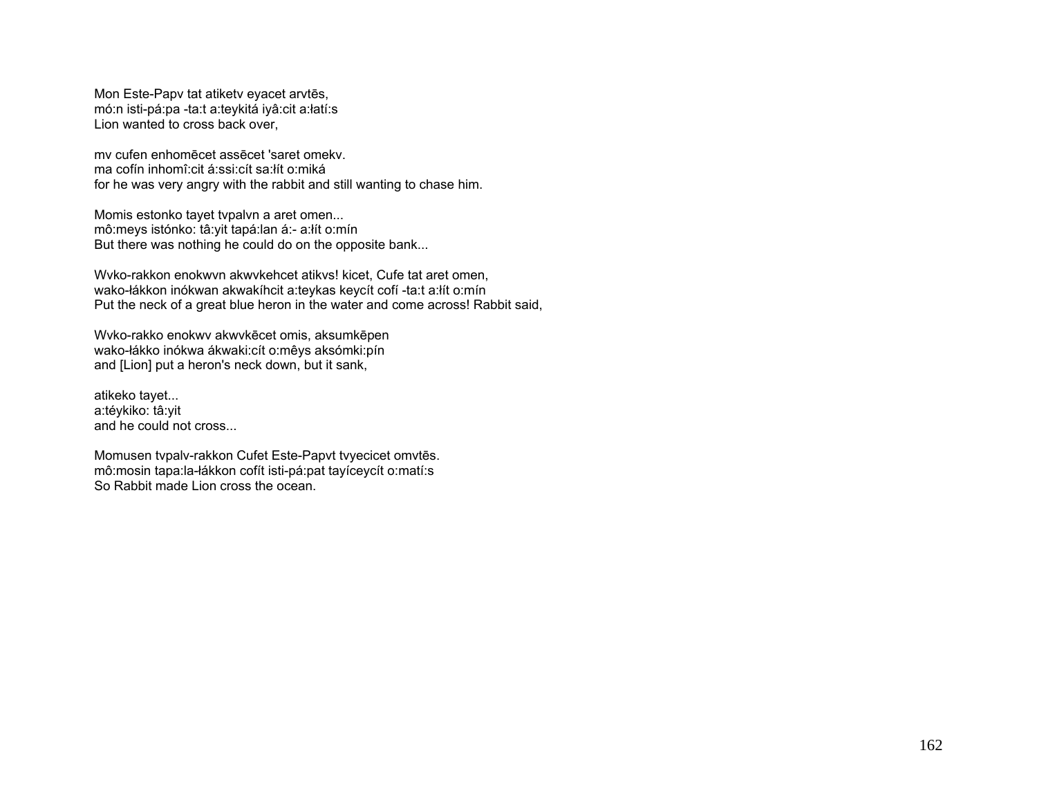Mon Este-Papv tat atiketv eyacet arvtēs,
mó:n isti-pá:pa -ta:t a:teykitá iyâ:cit a:łatí:s
Lion wanted to cross back over,

mv cufen enhomēcet assēcet 'saret omekv.
ma cofín inhomî:cit á:ssi:cít sa:łít o:miká
for he was very angry with the rabbit and still wanting to chase him.

Momis estonko tayet tvpalvn a aret omen...
mô:meys istónko: tâ:yit tapá:lan á:- a:łít o:mín
But there was nothing he could do on the opposite bank...

Wvko-rakkon enokwvn akwvkehcet atikvs! kicet, Cufe tat aret omen,
wako-łákkon inókwan akwakíhcit a:teykas keycít cofí -ta:t a:łít o:mín
Put the neck of a great blue heron in the water and come across! Rabbit said,

Wvko-rakko enokwv akwvkēcet omis, aksumkēpen
wako-łákko inókwa ákwaki:cít o:mêys aksómki:pín
and [Lion] put a heron's neck down, but it sank,

atikeko tayet...
a:téykiko: tâ:yit
and he could not cross...

Momusen tvpalv-rakkon Cufet Este-Papvt tvyecicet omvtēs.
mô:mosin tapa:la-łákkon cofít isti-pá:pat tayíceycít o:matí:s
So Rabbit made Lion cross the ocean.